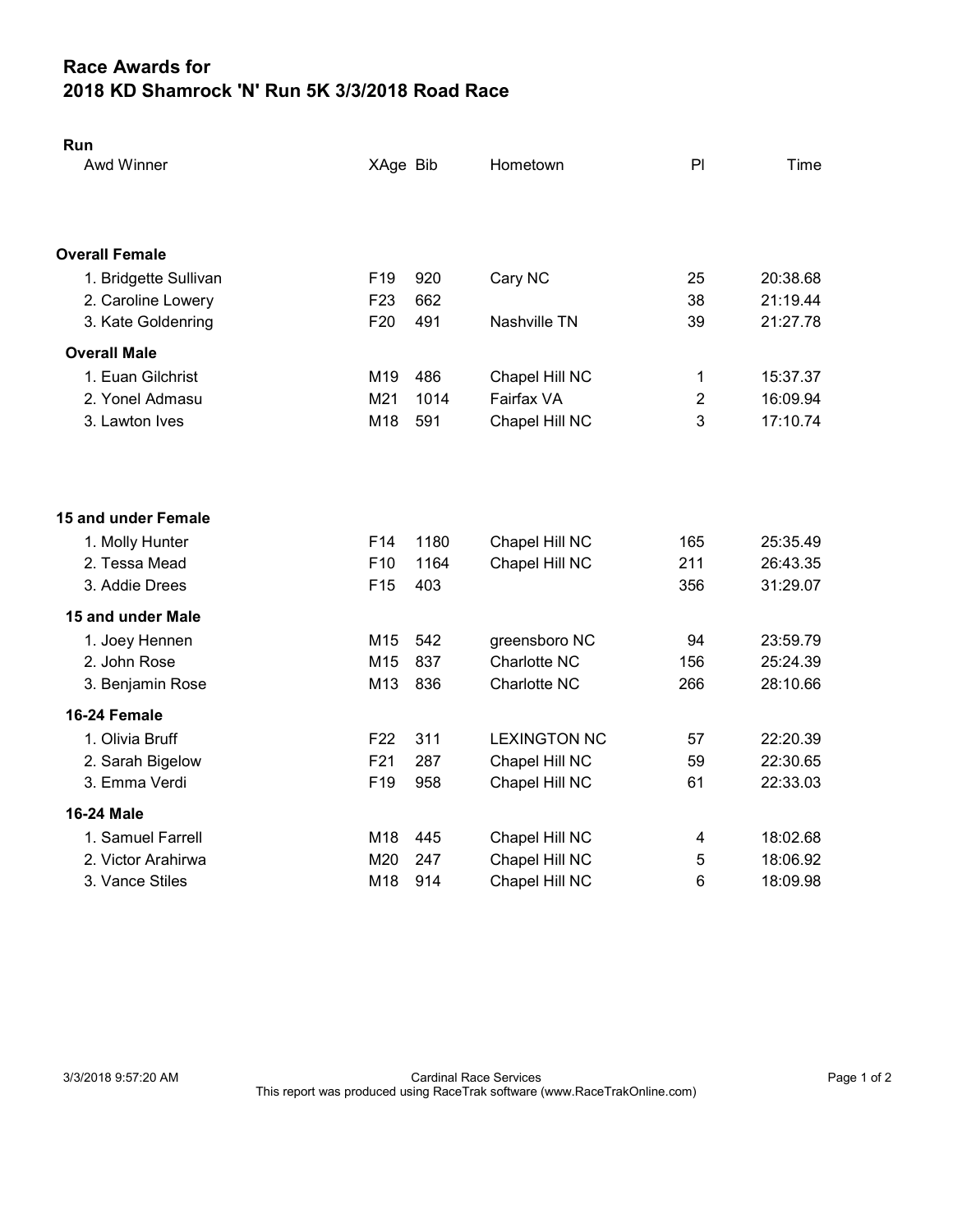# Race Awards for
# 2018 KD Shamrock 'N' Run 5K 3/3/2018 Road Race

**Run**

| Awd Winner | XAge | Bib | Hometown | Pl | Time |
|---|---|---|---|---|---|
| **Overall Female** | | | | | |
| 1. Bridgette Sullivan | F19 | 920 | Cary NC | 25 | 20:38.68 |
| 2. Caroline Lowery | F23 | 662 | | 38 | 21:19.44 |
| 3. Kate Goldenring | F20 | 491 | Nashville TN | 39 | 21:27.78 |
| **Overall Male** | | | | | |
| 1. Euan Gilchrist | M19 | 486 | Chapel Hill NC | 1 | 15:37.37 |
| 2. Yonel Admasu | M21 | 1014 | Fairfax VA | 2 | 16:09.94 |
| 3. Lawton Ives | M18 | 591 | Chapel Hill NC | 3 | 17:10.74 |
| **15 and under Female** | | | | | |
| 1. Molly Hunter | F14 | 1180 | Chapel Hill NC | 165 | 25:35.49 |
| 2. Tessa Mead | F10 | 1164 | Chapel Hill NC | 211 | 26:43.35 |
| 3. Addie Drees | F15 | 403 | | 356 | 31:29.07 |
| **15 and under Male** | | | | | |
| 1. Joey Hennen | M15 | 542 | greensboro NC | 94 | 23:59.79 |
| 2. John Rose | M15 | 837 | Charlotte NC | 156 | 25:24.39 |
| 3. Benjamin Rose | M13 | 836 | Charlotte NC | 266 | 28:10.66 |
| **16-24 Female** | | | | | |
| 1. Olivia Bruff | F22 | 311 | LEXINGTON NC | 57 | 22:20.39 |
| 2. Sarah Bigelow | F21 | 287 | Chapel Hill NC | 59 | 22:30.65 |
| 3. Emma Verdi | F19 | 958 | Chapel Hill NC | 61 | 22:33.03 |
| **16-24 Male** | | | | | |
| 1. Samuel Farrell | M18 | 445 | Chapel Hill NC | 4 | 18:02.68 |
| 2. Victor Arahirwa | M20 | 247 | Chapel Hill NC | 5 | 18:06.92 |
| 3. Vance Stiles | M18 | 914 | Chapel Hill NC | 6 | 18:09.98 |

3/3/2018 9:57:20 AM — Cardinal Race Services

This report was produced using RaceTrak software (www.RaceTrakOnline.com)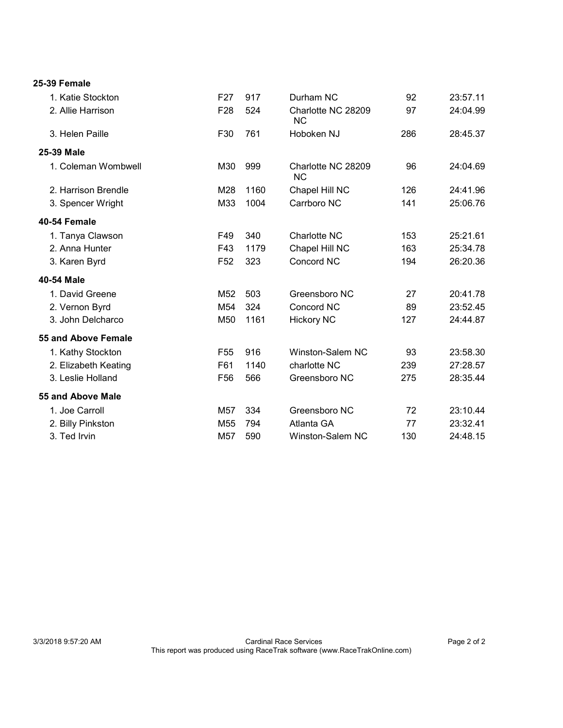### 25-39 Female

| | | | | | |
|---|---|---|---|---|---|
| 1. Katie Stockton | F27 | 917 | Durham NC | 92 | 23:57.11 |
| 2. Allie Harrison | F28 | 524 | Charlotte NC 28209 NC | 97 | 24:04.99 |
| 3. Helen Paille | F30 | 761 | Hoboken NJ | 286 | 28:45.37 |

### 25-39 Male

| | | | | | |
|---|---|---|---|---|---|
| 1. Coleman Wombwell | M30 | 999 | Charlotte NC 28209 NC | 96 | 24:04.69 |
| 2. Harrison Brendle | M28 | 1160 | Chapel Hill NC | 126 | 24:41.96 |
| 3. Spencer Wright | M33 | 1004 | Carrboro NC | 141 | 25:06.76 |

### 40-54 Female

| | | | | | |
|---|---|---|---|---|---|
| 1. Tanya Clawson | F49 | 340 | Charlotte NC | 153 | 25:21.61 |
| 2. Anna Hunter | F43 | 1179 | Chapel Hill NC | 163 | 25:34.78 |
| 3. Karen Byrd | F52 | 323 | Concord NC | 194 | 26:20.36 |

### 40-54 Male

| | | | | | |
|---|---|---|---|---|---|
| 1. David Greene | M52 | 503 | Greensboro NC | 27 | 20:41.78 |
| 2. Vernon Byrd | M54 | 324 | Concord NC | 89 | 23:52.45 |
| 3. John Delcharco | M50 | 1161 | Hickory NC | 127 | 24:44.87 |

### 55 and Above Female

| | | | | | |
|---|---|---|---|---|---|
| 1. Kathy Stockton | F55 | 916 | Winston-Salem NC | 93 | 23:58.30 |
| 2. Elizabeth Keating | F61 | 1140 | charlotte NC | 239 | 27:28.57 |
| 3. Leslie Holland | F56 | 566 | Greensboro NC | 275 | 28:35.44 |

### 55 and Above Male

| | | | | | |
|---|---|---|---|---|---|
| 1. Joe Carroll | M57 | 334 | Greensboro NC | 72 | 23:10.44 |
| 2. Billy Pinkston | M55 | 794 | Atlanta GA | 77 | 23:32.41 |
| 3. Ted Irvin | M57 | 590 | Winston-Salem NC | 130 | 24:48.15 |

3/3/2018 9:57:20 AM — Cardinal Race Services

This report was produced using RaceTrak software (www.RaceTrakOnline.com)